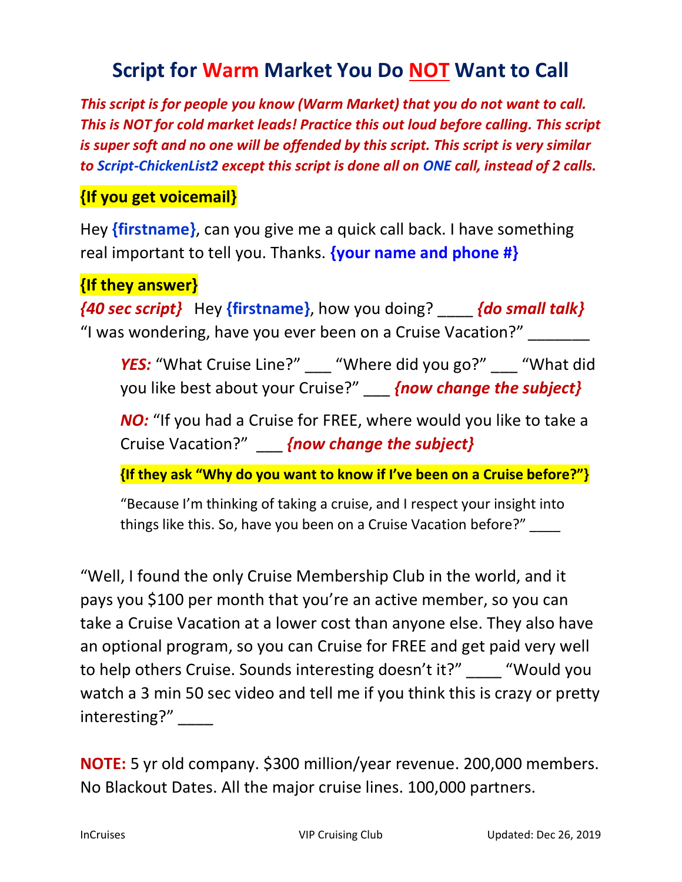# Script for Warm Market You Do NOT Want to Call

***This script is for people you know (Warm Market) that you do not want to call. This is NOT for cold market leads! Practice this out loud before calling. This script is super soft and no one will be offended by this script. This script is very similar to Script-ChickenList2 except this script is done all on ONE call, instead of 2 calls.***

**{If you get voicemail}**

Hey **{firstname}**, can you give me a quick call back. I have something real important to tell you. Thanks. **{your name and phone #}**

**{If they answer}**

***{40 sec script}*** Hey **{firstname}**, how you doing? ____ ***{do small talk}*** "I was wondering, have you ever been on a Cruise Vacation?" _______

> ***YES:*** "What Cruise Line?" ___ "Where did you go?" ___ "What did you like best about your Cruise?" ___ ***{now change the subject}***
>
> ***NO:*** "If you had a Cruise for FREE, where would you like to take a Cruise Vacation?" ___ ***{now change the subject}***
>
> **{If they ask "Why do you want to know if I've been on a Cruise before?"}**
>
> "Because I'm thinking of taking a cruise, and I respect your insight into things like this. So, have you been on a Cruise Vacation before?" ____

"Well, I found the only Cruise Membership Club in the world, and it pays you $100 per month that you're an active member, so you can take a Cruise Vacation at a lower cost than anyone else. They also have an optional program, so you can Cruise for FREE and get paid very well to help others Cruise. Sounds interesting doesn't it?" ____ "Would you watch a 3 min 50 sec video and tell me if you think this is crazy or pretty interesting?" ____

**NOTE:** 5 yr old company. $300 million/year revenue. 200,000 members. No Blackout Dates. All the major cruise lines. 100,000 partners.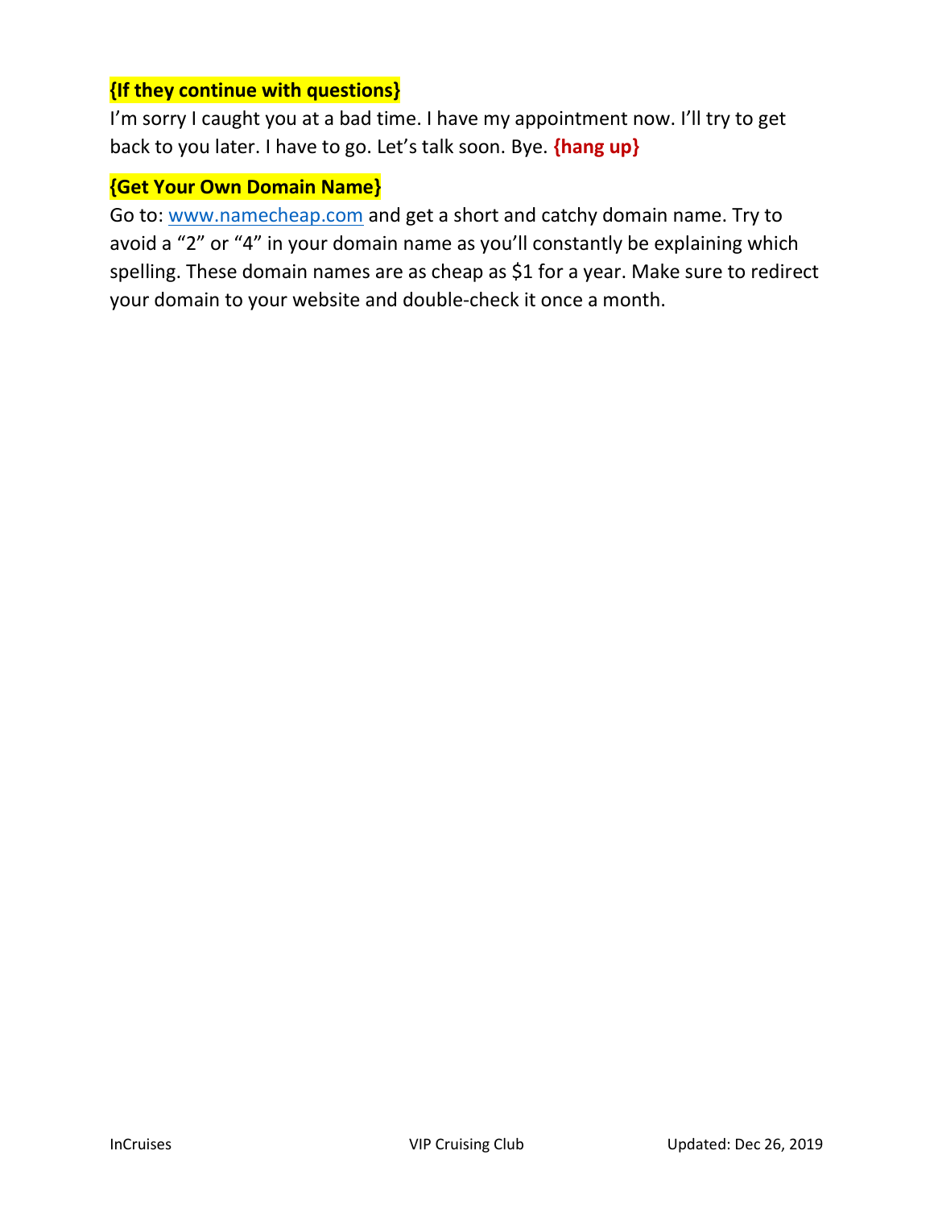**{If they continue with questions}**

I'm sorry I caught you at a bad time. I have my appointment now. I'll try to get back to you later. I have to go. Let's talk soon. Bye. **{hang up}**

**{Get Your Own Domain Name}**

Go to: www.namecheap.com and get a short and catchy domain name. Try to avoid a "2" or "4" in your domain name as you'll constantly be explaining which spelling. These domain names are as cheap as $1 for a year. Make sure to redirect your domain to your website and double-check it once a month.